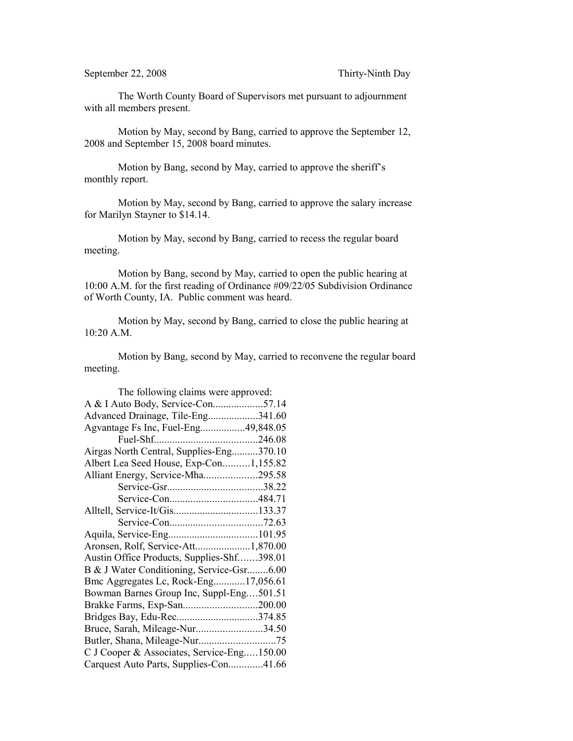September 22, 2008 Thirty-Ninth Day

The Worth County Board of Supervisors met pursuant to adjournment with all members present.

Motion by May, second by Bang, carried to approve the September 12, 2008 and September 15, 2008 board minutes.

Motion by Bang, second by May, carried to approve the sheriff's monthly report.

Motion by May, second by Bang, carried to approve the salary increase for Marilyn Stayner to $14.14.

Motion by May, second by Bang, carried to recess the regular board meeting.

Motion by Bang, second by May, carried to open the public hearing at 10:00 A.M. for the first reading of Ordinance #09/22/05 Subdivision Ordinance of Worth County, IA. Public comment was heard.

Motion by May, second by Bang, carried to close the public hearing at 10:20 A.M.

Motion by Bang, second by May, carried to reconvene the regular board meeting.

The following claims were approved:

A & I Auto Body, Service-Con...................57.14
Advanced Drainage, Tile-Eng...................341.60
Agvantage Fs Inc, Fuel-Eng.................49,848.05
Fuel-Shf......................................246.08
Airgas North Central, Supplies-Eng..........370.10
Albert Lea Seed House, Exp-Con..........1,155.82
Alliant Energy, Service-Mha....................295.58
Service-Gsr....................................38.22
Service-Con.................................484.71
Alltell, Service-It/Gis................................133.37
Service-Con...................................72.63
Aquila, Service-Eng..................................101.95
Aronsen, Rolf, Service-Att.....................1,870.00
Austin Office Products, Supplies-Shf.......398.01
B & J Water Conditioning, Service-Gsr........6.00
Bmc Aggregates Lc, Rock-Eng............17,056.61
Bowman Barnes Group Inc, Suppl-Eng....501.51
Brakke Farms, Exp-San............................200.00
Bridges Bay, Edu-Rec...............................374.85
Bruce, Sarah, Mileage-Nur.........................34.50
Butler, Shana, Mileage-Nur.............................75
C J Cooper & Associates, Service-Eng.....150.00
Carquest Auto Parts, Supplies-Con.............41.66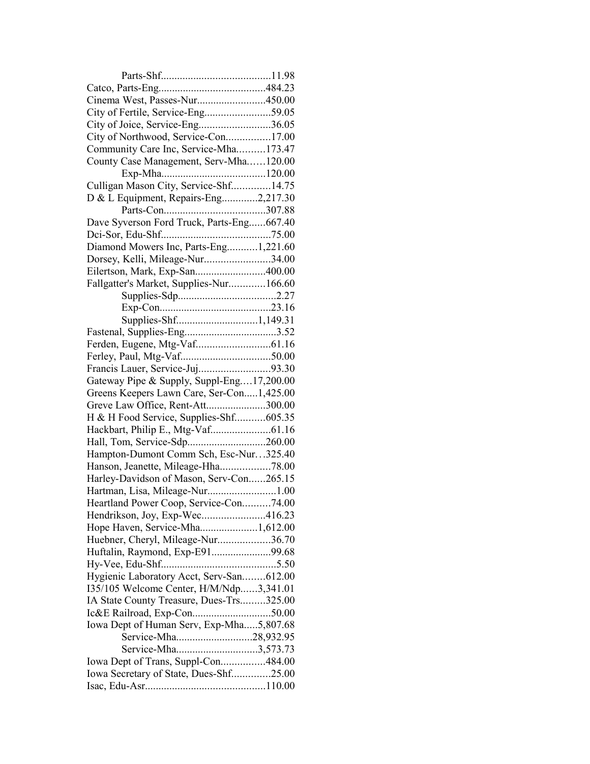Parts-Shf........................................11.98
Catco, Parts-Eng.......................................484.23
Cinema West, Passes-Nur.........................450.00
City of Fertile, Service-Eng........................59.05
City of Joice, Service-Eng..........................36.05
City of Northwood, Service-Con................17.00
Community Care Inc, Service-Mha..........173.47
County Case Management, Serv-Mha......120.00
Exp-Mha......................................120.00
Culligan Mason City, Service-Shf..............14.75
D & L Equipment, Repairs-Eng.............2,217.30
Parts-Con.....................................307.88
Dave Syverson Ford Truck, Parts-Eng......667.40
Dci-Sor, Edu-Shf........................................75.00
Diamond Mowers Inc, Parts-Eng...........1,221.60
Dorsey, Kelli, Mileage-Nur........................34.00
Eilertson, Mark, Exp-San..........................400.00
Fallgatter's Market, Supplies-Nur.............166.60
Supplies-Sdp....................................2.27
Exp-Con.........................................23.16
Supplies-Shf.............................1,149.31
Fastenal, Supplies-Eng..................................3.52
Ferden, Eugene, Mtg-Vaf...........................61.16
Ferley, Paul, Mtg-Vaf.................................50.00
Francis Lauer, Service-Juj..........................93.30
Gateway Pipe & Supply, Suppl-Eng....17,200.00
Greens Keepers Lawn Care, Ser-Con.....1,425.00
Greve Law Office, Rent-Att......................300.00
H & H Food Service, Supplies-Shf...........605.35
Hackbart, Philip E., Mtg-Vaf......................61.16
Hall, Tom, Service-Sdp............................260.00
Hampton-Dumont Comm Sch, Esc-Nur...325.40
Hanson, Jeanette, Mileage-Hha..................78.00
Harley-Davidson of Mason, Serv-Con......265.15
Hartman, Lisa, Mileage-Nur.........................1.00
Heartland Power Coop, Service-Con..........74.00
Hendrikson, Joy, Exp-Wec.......................416.23
Hope Haven, Service-Mha.....................1,612.00
Huebner, Cheryl, Mileage-Nur...................36.70
Huftalin, Raymond, Exp-E91......................99.68
Hy-Vee, Edu-Shf..........................................5.50
Hygienic Laboratory Acct, Serv-San........612.00
I35/105 Welcome Center, H/M/Ndp......3,341.01
IA State County Treasure, Dues-Trs.........325.00
Ic&E Railroad, Exp-Con............................50.00
Iowa Dept of Human Serv, Exp-Mha.....5,807.68
Service-Mha...........................28,932.95
Service-Mha.............................3,573.73
Iowa Dept of Trans, Suppl-Con................484.00
Iowa Secretary of State, Dues-Shf..............25.00
Isac, Edu-Asr............................................110.00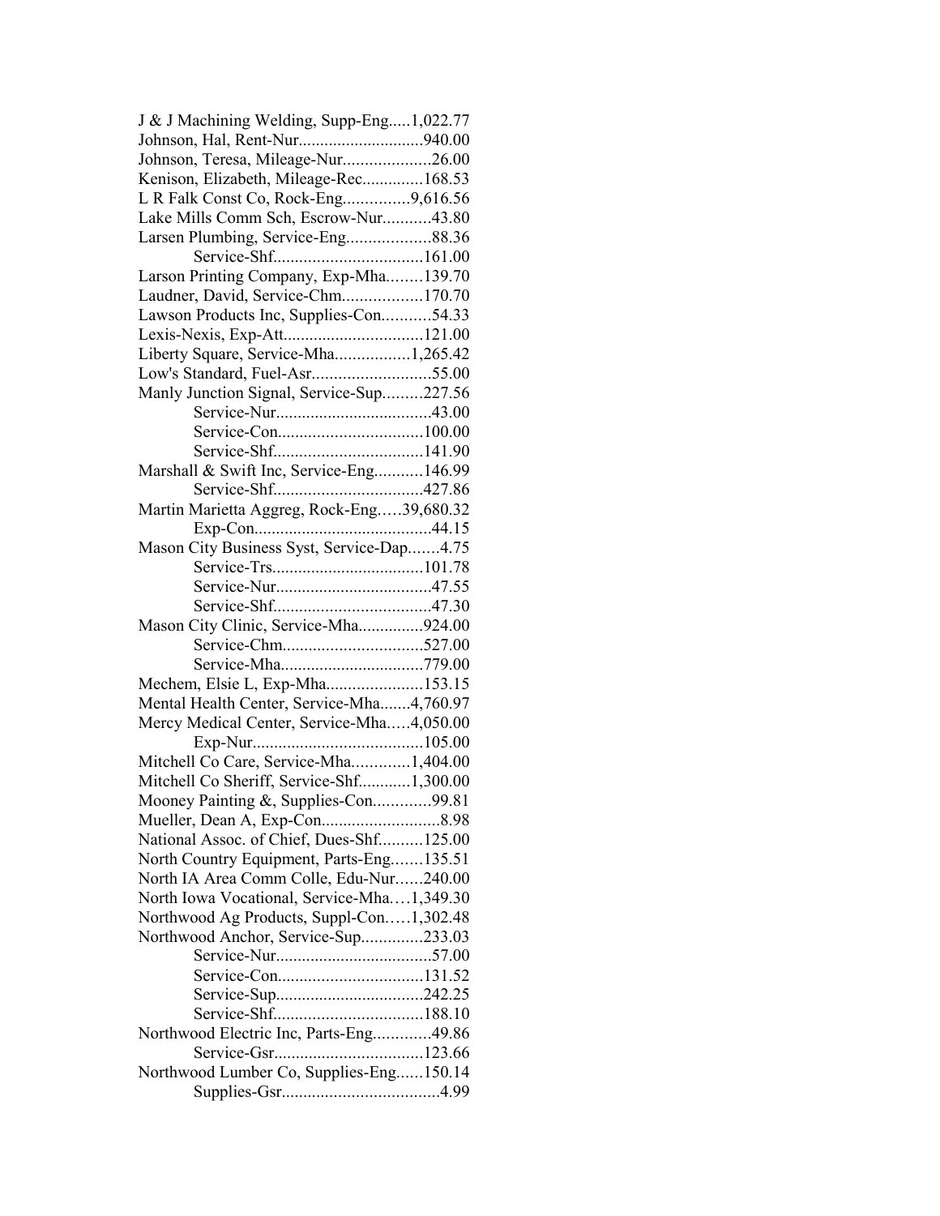J & J Machining Welding, Supp-Eng.....1,022.77
Johnson, Hal, Rent-Nur............................940.00
Johnson, Teresa, Mileage-Nur....................26.00
Kenison, Elizabeth, Mileage-Rec..............168.53
L R Falk Const Co, Rock-Eng...............9,616.56
Lake Mills Comm Sch, Escrow-Nur...........43.80
Larsen Plumbing, Service-Eng...................88.36
Service-Shf..................................161.00
Larson Printing Company, Exp-Mha........139.70
Laudner, David, Service-Chm..................170.70
Lawson Products Inc, Supplies-Con...........54.33
Lexis-Nexis, Exp-Att................................121.00
Liberty Square, Service-Mha.................1,265.42
Low's Standard, Fuel-Asr...........................55.00
Manly Junction Signal, Service-Sup.........227.56
Service-Nur....................................43.00
Service-Con.................................100.00
Service-Shf..................................141.90
Marshall & Swift Inc, Service-Eng...........146.99
Service-Shf..................................427.86
Martin Marietta Aggreg, Rock-Eng.....39,680.32
Exp-Con.........................................44.15
Mason City Business Syst, Service-Dap.......4.75
Service-Trs...................................101.78
Service-Nur....................................47.55
Service-Shf....................................47.30
Mason City Clinic, Service-Mha...............924.00
Service-Chm................................527.00
Service-Mha................................779.00
Mechem, Elsie L, Exp-Mha......................153.15
Mental Health Center, Service-Mha.......4,760.97
Mercy Medical Center, Service-Mha.....4,050.00
Exp-Nur.......................................105.00
Mitchell Co Care, Service-Mha.............1,404.00
Mitchell Co Sheriff, Service-Shf............1,300.00
Mooney Painting &, Supplies-Con.............99.81
Mueller, Dean A, Exp-Con...........................8.98
National Assoc. of Chief, Dues-Shf..........125.00
North Country Equipment, Parts-Eng.......135.51
North IA Area Comm Colle, Edu-Nur......240.00
North Iowa Vocational, Service-Mha....1,349.30
Northwood Ag Products, Suppl-Con.....1,302.48
Northwood Anchor, Service-Sup..............233.03
Service-Nur....................................57.00
Service-Con.................................131.52
Service-Sup.................................242.25
Service-Shf..................................188.10
Northwood Electric Inc, Parts-Eng.............49.86
Service-Gsr..................................123.66
Northwood Lumber Co, Supplies-Eng......150.14
Supplies-Gsr....................................4.99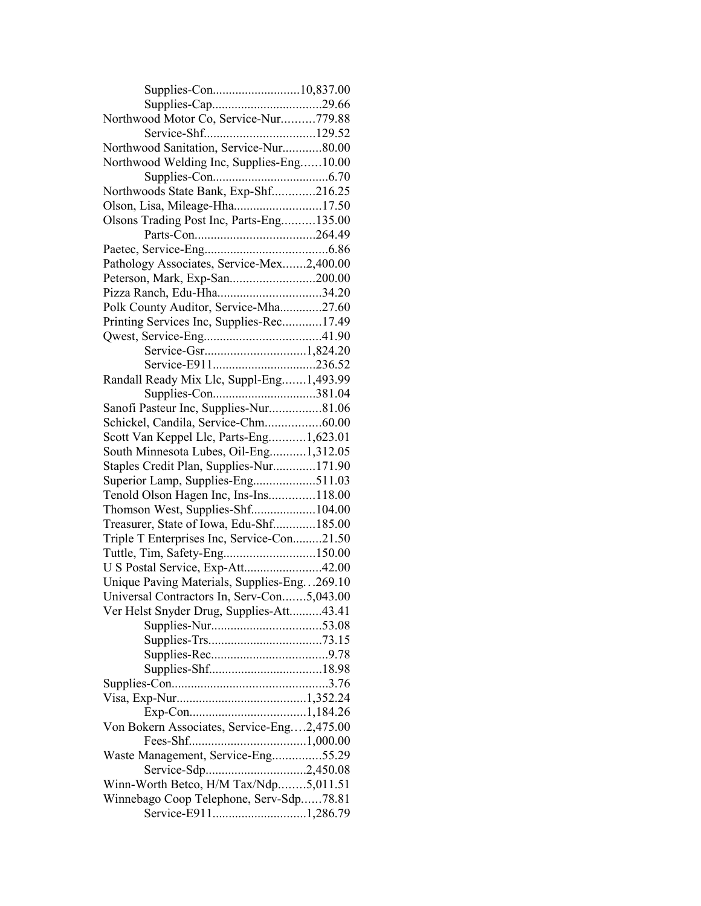Supplies-Con...........................10,837.00
Supplies-Cap..................................29.66
Northwood Motor Co, Service-Nur..........779.88
Service-Shf..................................129.52
Northwood Sanitation, Service-Nur............80.00
Northwood Welding Inc, Supplies-Eng......10.00
Supplies-Con....................................6.70
Northwoods State Bank, Exp-Shf.............216.25
Olson, Lisa, Mileage-Hha...........................17.50
Olsons Trading Post Inc, Parts-Eng..........135.00
Parts-Con.....................................264.49
Paetec, Service-Eng......................................6.86
Pathology Associates, Service-Mex.......2,400.00
Peterson, Mark, Exp-San..........................200.00
Pizza Ranch, Edu-Hha................................34.20
Polk County Auditor, Service-Mha.............27.60
Printing Services Inc, Supplies-Rec............17.49
Qwest, Service-Eng....................................41.90
Service-Gsr...............................1,824.20
Service-E911...............................236.52
Randall Ready Mix Llc, Suppl-Eng.......1,493.99
Supplies-Con................................381.04
Sanofi Pasteur Inc, Supplies-Nur................81.06
Schickel, Candila, Service-Chm.................60.00
Scott Van Keppel Llc, Parts-Eng...........1,623.01
South Minnesota Lubes, Oil-Eng...........1,312.05
Staples Credit Plan, Supplies-Nur.............171.90
Superior Lamp, Supplies-Eng...................511.03
Tenold Olson Hagen Inc, Ins-Ins..............118.00
Thomson West, Supplies-Shf....................104.00
Treasurer, State of Iowa, Edu-Shf.............185.00
Triple T Enterprises Inc, Service-Con.........21.50
Tuttle, Tim, Safety-Eng............................150.00
U S Postal Service, Exp-Att........................42.00
Unique Paving Materials, Supplies-Eng…269.10
Universal Contractors In, Serv-Con.......5,043.00
Ver Helst Snyder Drug, Supplies-Att..........43.41
Supplies-Nur..................................53.08
Supplies-Trs...................................73.15
Supplies-Rec....................................9.78
Supplies-Shf...................................18.98
Supplies-Con................................................3.76
Visa, Exp-Nur........................................1,352.24
Exp-Con....................................1,184.26
Von Bokern Associates, Service-Eng….2,475.00
Fees-Shf....................................1,000.00
Waste Management, Service-Eng...............55.29
Service-Sdp...............................2,450.08
Winn-Worth Betco, H/M Tax/Ndp........5,011.51
Winnebago Coop Telephone, Serv-Sdp......78.81
Service-E911.............................1,286.79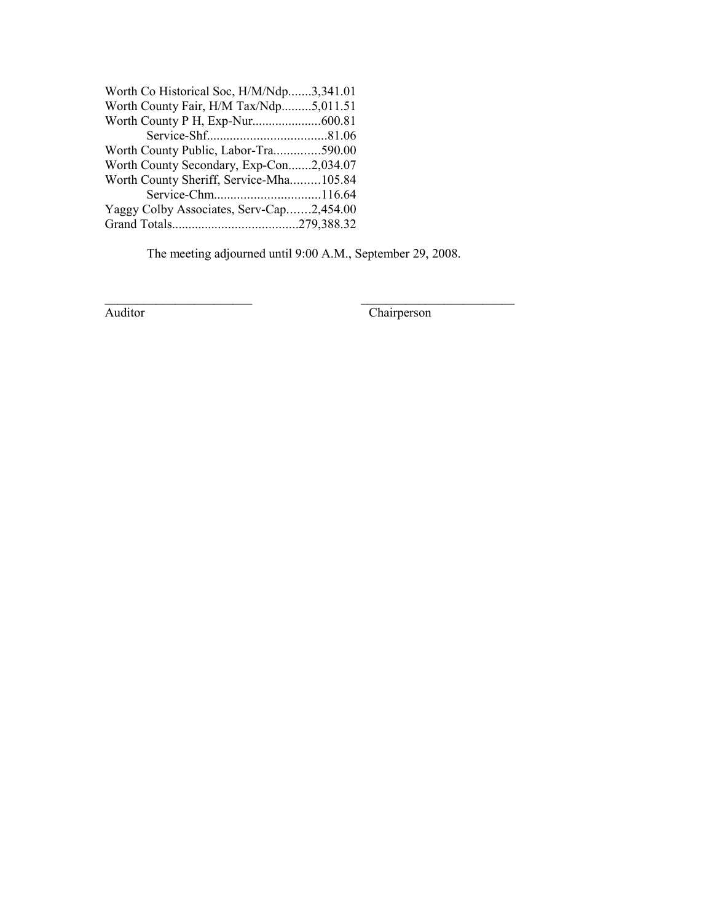Worth Co Historical Soc, H/M/Ndp.......3,341.01
Worth County Fair, H/M Tax/Ndp.........5,011.51
Worth County P H, Exp-Nur.....................600.81
Service-Shf....................................81.06
Worth County Public, Labor-Tra..............590.00
Worth County Secondary, Exp-Con.......2,034.07
Worth County Sheriff, Service-Mha.........105.84
Service-Chm................................116.64
Yaggy Colby Associates, Serv-Cap.......2,454.00
Grand Totals......................................279,388.32

The meeting adjourned until 9:00 A.M., September 29, 2008.

\_\_\_\_\_\_\_\_\_\_\_\_\_\_\_\_\_\_\_\_\_\_\_ \_\_\_\_\_\_\_\_\_\_\_\_\_\_\_\_\_\_\_\_\_\_\_\_\_
Auditor Chairperson